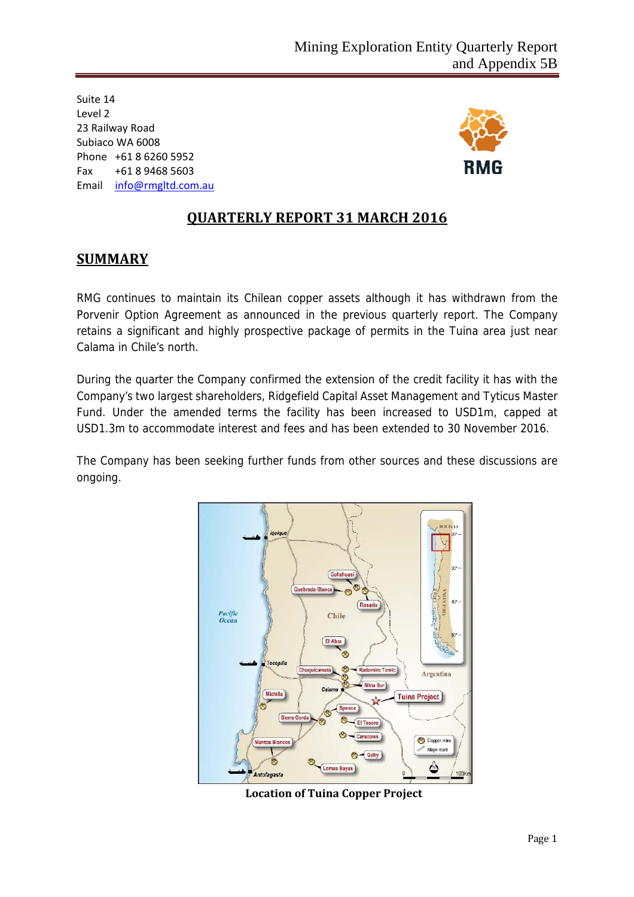Suite 14
Level 2
23 Railway Road
Subiaco WA 6008
Phone +61 8 6260 5952
Fax +61 8 9468 5603
Email info@rmgltd.com.au

# QUARTERLY REPORT 31 MARCH 2016

## SUMMARY

RMG continues to maintain its Chilean copper assets although it has withdrawn from the Porvenir Option Agreement as announced in the previous quarterly report. The Company retains a significant and highly prospective package of permits in the Tuina area just near Calama in Chile's north.

During the quarter the Company confirmed the extension of the credit facility it has with the Company's two largest shareholders, Ridgefield Capital Asset Management and Tyticus Master Fund. Under the amended terms the facility has been increased to USD1m, capped at USD1.3m to accommodate interest and fees and has been extended to 30 November 2016.

The Company has been seeking further funds from other sources and these discussions are ongoing.

**Location of Tuina Copper Project**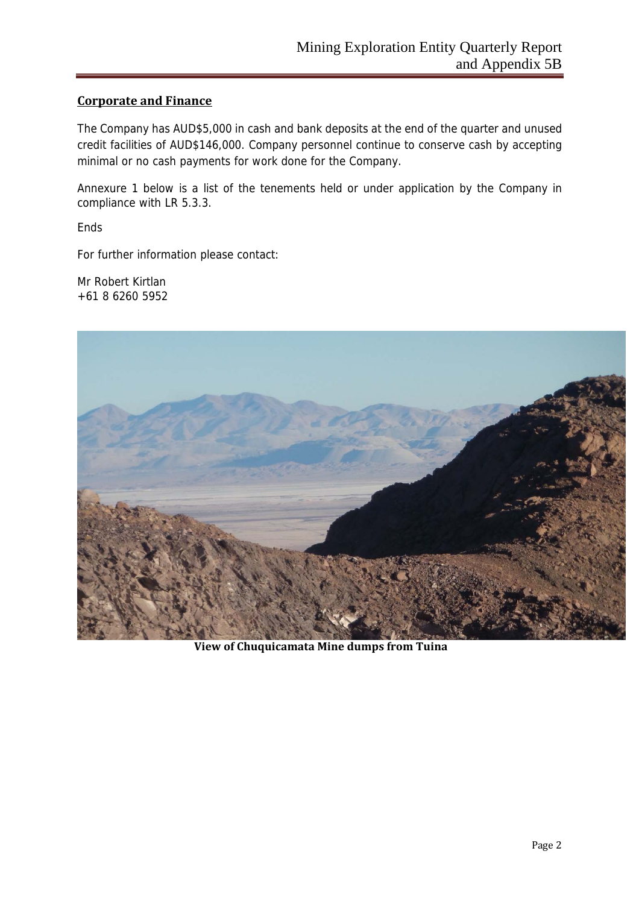## Corporate and Finance

The Company has AUD$5,000 in cash and bank deposits at the end of the quarter and unused credit facilities of AUD$146,000. Company personnel continue to conserve cash by accepting minimal or no cash payments for work done for the Company.

Annexure 1 below is a list of the tenements held or under application by the Company in compliance with LR 5.3.3.

Ends

For further information please contact:

Mr Robert Kirtlan
+61 8 6260 5952

**View of Chuquicamata Mine dumps from Tuina**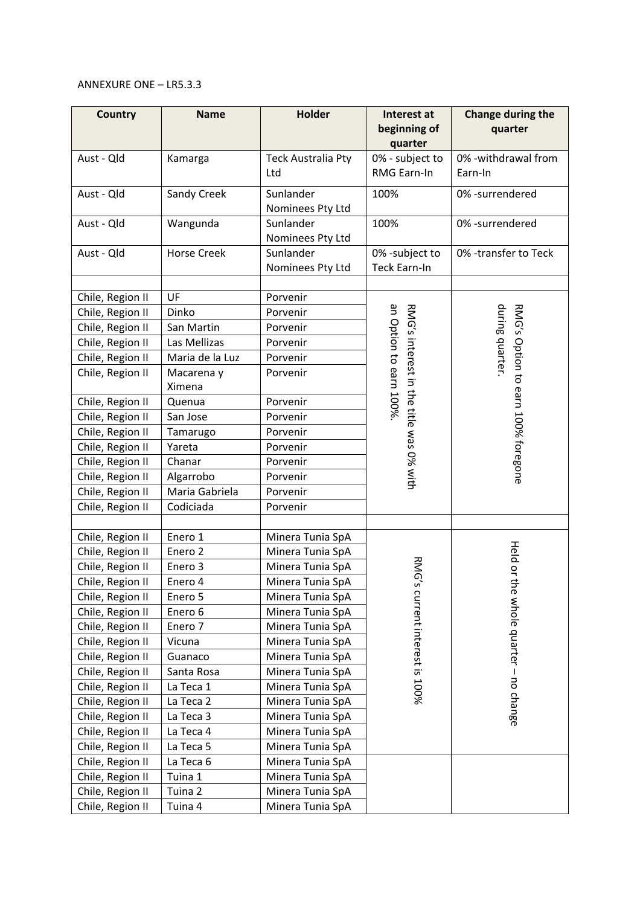ANNEXURE ONE – LR5.3.3

| Country | Name | Holder | Interest at beginning of quarter | Change during the quarter |
|---|---|---|---|---|
| Aust - Qld | Kamarga | Teck Australia Pty Ltd | 0% - subject to RMG Earn-In | 0% -withdrawal from Earn-In |
| Aust - Qld | Sandy Creek | Sunlander Nominees Pty Ltd | 100% | 0% -surrendered |
| Aust - Qld | Wangunda | Sunlander Nominees Pty Ltd | 100% | 0% -surrendered |
| Aust - Qld | Horse Creek | Sunlander Nominees Pty Ltd | 0% -subject to Teck Earn-In | 0% -transfer to Teck |
| | | | | |
| Chile, Region II | UF | Porvenir | RMG's interest in the title was 0% with an Option to earn 100%. | RMG's Option to earn 100% foregone during quarter. |
| Chile, Region II | Dinko | Porvenir | | |
| Chile, Region II | San Martin | Porvenir | | |
| Chile, Region II | Las Mellizas | Porvenir | | |
| Chile, Region II | Maria de la Luz | Porvenir | | |
| Chile, Region II | Macarena y Ximena | Porvenir | | |
| Chile, Region II | Quenua | Porvenir | | |
| Chile, Region II | San Jose | Porvenir | | |
| Chile, Region II | Tamarugo | Porvenir | | |
| Chile, Region II | Yareta | Porvenir | | |
| Chile, Region II | Chanar | Porvenir | | |
| Chile, Region II | Algarrobo | Porvenir | | |
| Chile, Region II | Maria Gabriela | Porvenir | | |
| Chile, Region II | Codiciada | Porvenir | | |
| | | | | |
| Chile, Region II | Enero 1 | Minera Tunia SpA | RMG's current interest is 100% | Held or the whole quarter – no change |
| Chile, Region II | Enero 2 | Minera Tunia SpA | | |
| Chile, Region II | Enero 3 | Minera Tunia SpA | | |
| Chile, Region II | Enero 4 | Minera Tunia SpA | | |
| Chile, Region II | Enero 5 | Minera Tunia SpA | | |
| Chile, Region II | Enero 6 | Minera Tunia SpA | | |
| Chile, Region II | Enero 7 | Minera Tunia SpA | | |
| Chile, Region II | Vicuna | Minera Tunia SpA | | |
| Chile, Region II | Guanaco | Minera Tunia SpA | | |
| Chile, Region II | Santa Rosa | Minera Tunia SpA | | |
| Chile, Region II | La Teca 1 | Minera Tunia SpA | | |
| Chile, Region II | La Teca 2 | Minera Tunia SpA | | |
| Chile, Region II | La Teca 3 | Minera Tunia SpA | | |
| Chile, Region II | La Teca 4 | Minera Tunia SpA | | |
| Chile, Region II | La Teca 5 | Minera Tunia SpA | | |
| Chile, Region II | La Teca 6 | Minera Tunia SpA | | |
| Chile, Region II | Tuina 1 | Minera Tunia SpA | | |
| Chile, Region II | Tuina 2 | Minera Tunia SpA | | |
| Chile, Region II | Tuina 4 | Minera Tunia SpA | | |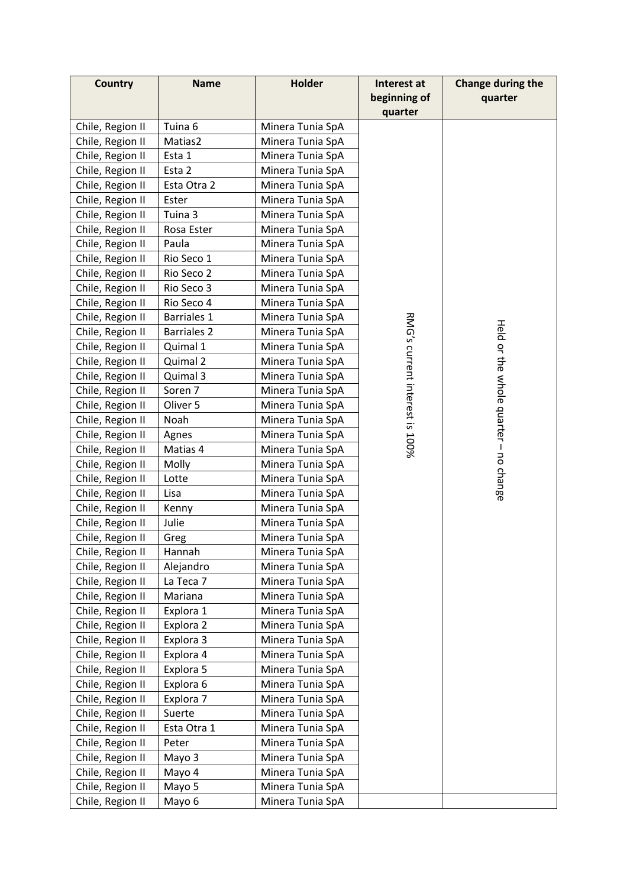| Country | Name | Holder | Interest at beginning of quarter | Change during the quarter |
| --- | --- | --- | --- | --- |
| Chile, Region II | Tuina 6 | Minera Tunia SpA | RMG's current interest is 100% | Held or the whole quarter – no change |
| Chile, Region II | Matias2 | Minera Tunia SpA | | |
| Chile, Region II | Esta 1 | Minera Tunia SpA | | |
| Chile, Region II | Esta 2 | Minera Tunia SpA | | |
| Chile, Region II | Esta Otra 2 | Minera Tunia SpA | | |
| Chile, Region II | Ester | Minera Tunia SpA | | |
| Chile, Region II | Tuina 3 | Minera Tunia SpA | | |
| Chile, Region II | Rosa Ester | Minera Tunia SpA | | |
| Chile, Region II | Paula | Minera Tunia SpA | | |
| Chile, Region II | Rio Seco 1 | Minera Tunia SpA | | |
| Chile, Region II | Rio Seco 2 | Minera Tunia SpA | | |
| Chile, Region II | Rio Seco 3 | Minera Tunia SpA | | |
| Chile, Region II | Rio Seco 4 | Minera Tunia SpA | | |
| Chile, Region II | Barriales 1 | Minera Tunia SpA | | |
| Chile, Region II | Barriales 2 | Minera Tunia SpA | | |
| Chile, Region II | Quimal 1 | Minera Tunia SpA | | |
| Chile, Region II | Quimal 2 | Minera Tunia SpA | | |
| Chile, Region II | Quimal 3 | Minera Tunia SpA | | |
| Chile, Region II | Soren 7 | Minera Tunia SpA | | |
| Chile, Region II | Oliver 5 | Minera Tunia SpA | | |
| Chile, Region II | Noah | Minera Tunia SpA | | |
| Chile, Region II | Agnes | Minera Tunia SpA | | |
| Chile, Region II | Matias 4 | Minera Tunia SpA | | |
| Chile, Region II | Molly | Minera Tunia SpA | | |
| Chile, Region II | Lotte | Minera Tunia SpA | | |
| Chile, Region II | Lisa | Minera Tunia SpA | | |
| Chile, Region II | Kenny | Minera Tunia SpA | | |
| Chile, Region II | Julie | Minera Tunia SpA | | |
| Chile, Region II | Greg | Minera Tunia SpA | | |
| Chile, Region II | Hannah | Minera Tunia SpA | | |
| Chile, Region II | Alejandro | Minera Tunia SpA | | |
| Chile, Region II | La Teca 7 | Minera Tunia SpA | | |
| Chile, Region II | Mariana | Minera Tunia SpA | | |
| Chile, Region II | Explora 1 | Minera Tunia SpA | | |
| Chile, Region II | Explora 2 | Minera Tunia SpA | | |
| Chile, Region II | Explora 3 | Minera Tunia SpA | | |
| Chile, Region II | Explora 4 | Minera Tunia SpA | | |
| Chile, Region II | Explora 5 | Minera Tunia SpA | | |
| Chile, Region II | Explora 6 | Minera Tunia SpA | | |
| Chile, Region II | Explora 7 | Minera Tunia SpA | | |
| Chile, Region II | Suerte | Minera Tunia SpA | | |
| Chile, Region II | Esta Otra 1 | Minera Tunia SpA | | |
| Chile, Region II | Peter | Minera Tunia SpA | | |
| Chile, Region II | Mayo 3 | Minera Tunia SpA | | |
| Chile, Region II | Mayo 4 | Minera Tunia SpA | | |
| Chile, Region II | Mayo 5 | Minera Tunia SpA | | |
| Chile, Region II | Mayo 6 | Minera Tunia SpA | | |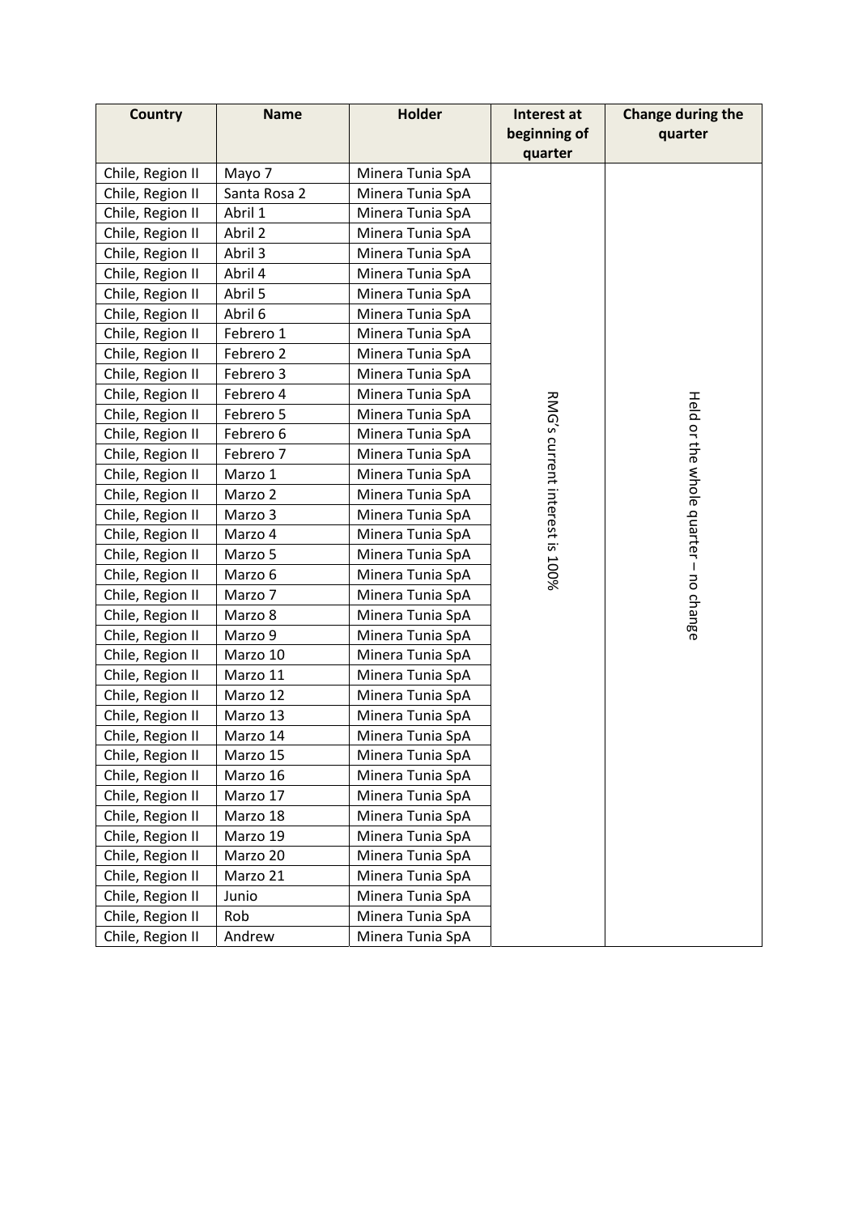| Country | Name | Holder | Interest at beginning of quarter | Change during the quarter |
|---|---|---|---|---|
| Chile, Region II | Mayo 7 | Minera Tunia SpA | RMG's current interest is 100% | Held or the whole quarter – no change |
| Chile, Region II | Santa Rosa 2 | Minera Tunia SpA | | |
| Chile, Region II | Abril 1 | Minera Tunia SpA | | |
| Chile, Region II | Abril 2 | Minera Tunia SpA | | |
| Chile, Region II | Abril 3 | Minera Tunia SpA | | |
| Chile, Region II | Abril 4 | Minera Tunia SpA | | |
| Chile, Region II | Abril 5 | Minera Tunia SpA | | |
| Chile, Region II | Abril 6 | Minera Tunia SpA | | |
| Chile, Region II | Febrero 1 | Minera Tunia SpA | | |
| Chile, Region II | Febrero 2 | Minera Tunia SpA | | |
| Chile, Region II | Febrero 3 | Minera Tunia SpA | | |
| Chile, Region II | Febrero 4 | Minera Tunia SpA | | |
| Chile, Region II | Febrero 5 | Minera Tunia SpA | | |
| Chile, Region II | Febrero 6 | Minera Tunia SpA | | |
| Chile, Region II | Febrero 7 | Minera Tunia SpA | | |
| Chile, Region II | Marzo 1 | Minera Tunia SpA | | |
| Chile, Region II | Marzo 2 | Minera Tunia SpA | | |
| Chile, Region II | Marzo 3 | Minera Tunia SpA | | |
| Chile, Region II | Marzo 4 | Minera Tunia SpA | | |
| Chile, Region II | Marzo 5 | Minera Tunia SpA | | |
| Chile, Region II | Marzo 6 | Minera Tunia SpA | | |
| Chile, Region II | Marzo 7 | Minera Tunia SpA | | |
| Chile, Region II | Marzo 8 | Minera Tunia SpA | | |
| Chile, Region II | Marzo 9 | Minera Tunia SpA | | |
| Chile, Region II | Marzo 10 | Minera Tunia SpA | | |
| Chile, Region II | Marzo 11 | Minera Tunia SpA | | |
| Chile, Region II | Marzo 12 | Minera Tunia SpA | | |
| Chile, Region II | Marzo 13 | Minera Tunia SpA | | |
| Chile, Region II | Marzo 14 | Minera Tunia SpA | | |
| Chile, Region II | Marzo 15 | Minera Tunia SpA | | |
| Chile, Region II | Marzo 16 | Minera Tunia SpA | | |
| Chile, Region II | Marzo 17 | Minera Tunia SpA | | |
| Chile, Region II | Marzo 18 | Minera Tunia SpA | | |
| Chile, Region II | Marzo 19 | Minera Tunia SpA | | |
| Chile, Region II | Marzo 20 | Minera Tunia SpA | | |
| Chile, Region II | Marzo 21 | Minera Tunia SpA | | |
| Chile, Region II | Junio | Minera Tunia SpA | | |
| Chile, Region II | Rob | Minera Tunia SpA | | |
| Chile, Region II | Andrew | Minera Tunia SpA | | |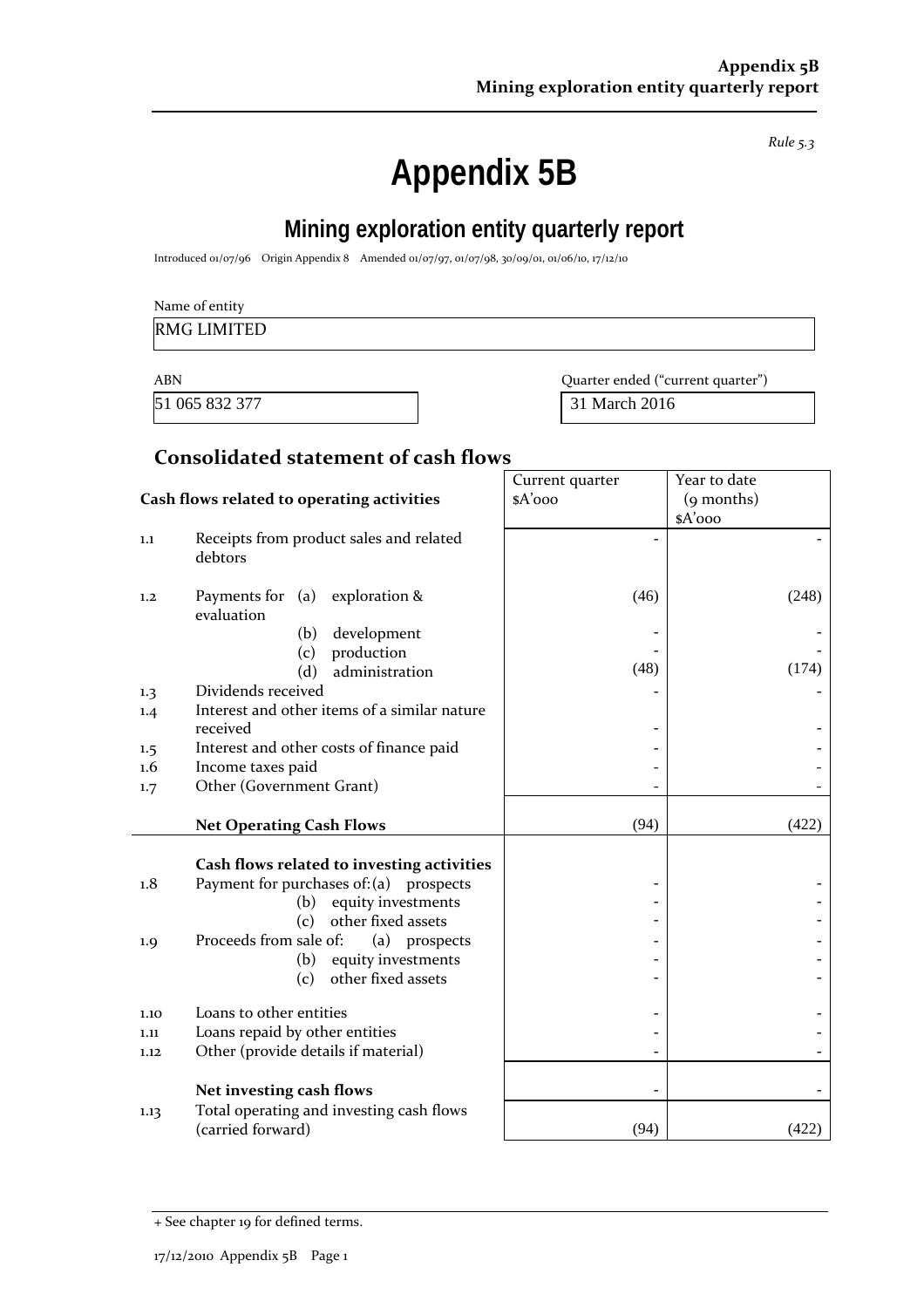*Rule 5.3*

# Appendix 5B

## Mining exploration entity quarterly report

Introduced 01/07/96 Origin Appendix 8 Amended 01/07/97, 01/07/98, 30/09/01, 01/06/10, 17/12/10

Name of entity

RMG LIMITED

| ABN | Quarter ended ("current quarter") |
|---|---|
| 51 065 832 377 | 31 March 2016 |

### Consolidated statement of cash flows

| | Cash flows related to operating activities | Current quarter $A'000 | Year to date (9 months) $A'000 |
|---|---|---|---|
| 1.1 | Receipts from product sales and related debtors | - | - |
| 1.2 | Payments for (a) exploration & evaluation | (46) | (248) |
| | (b) development | - | - |
| | (c) production | - | - |
| | (d) administration | (48) | (174) |
| 1.3 | Dividends received | - | - |
| 1.4 | Interest and other items of a similar nature received | - | - |
| 1.5 | Interest and other costs of finance paid | - | - |
| 1.6 | Income taxes paid | - | - |
| 1.7 | Other (Government Grant) | - | - |
| | **Net Operating Cash Flows** | (94) | (422) |
| | **Cash flows related to investing activities** | | |
| 1.8 | Payment for purchases of: (a) prospects | - | - |
| | (b) equity investments | - | - |
| | (c) other fixed assets | - | - |
| 1.9 | Proceeds from sale of: (a) prospects | - | - |
| | (b) equity investments | - | - |
| | (c) other fixed assets | - | - |
| 1.10 | Loans to other entities | - | - |
| 1.11 | Loans repaid by other entities | - | - |
| 1.12 | Other (provide details if material) | - | - |
| | **Net investing cash flows** | - | - |
| 1.13 | Total operating and investing cash flows (carried forward) | (94) | (422) |

+ See chapter 19 for defined terms.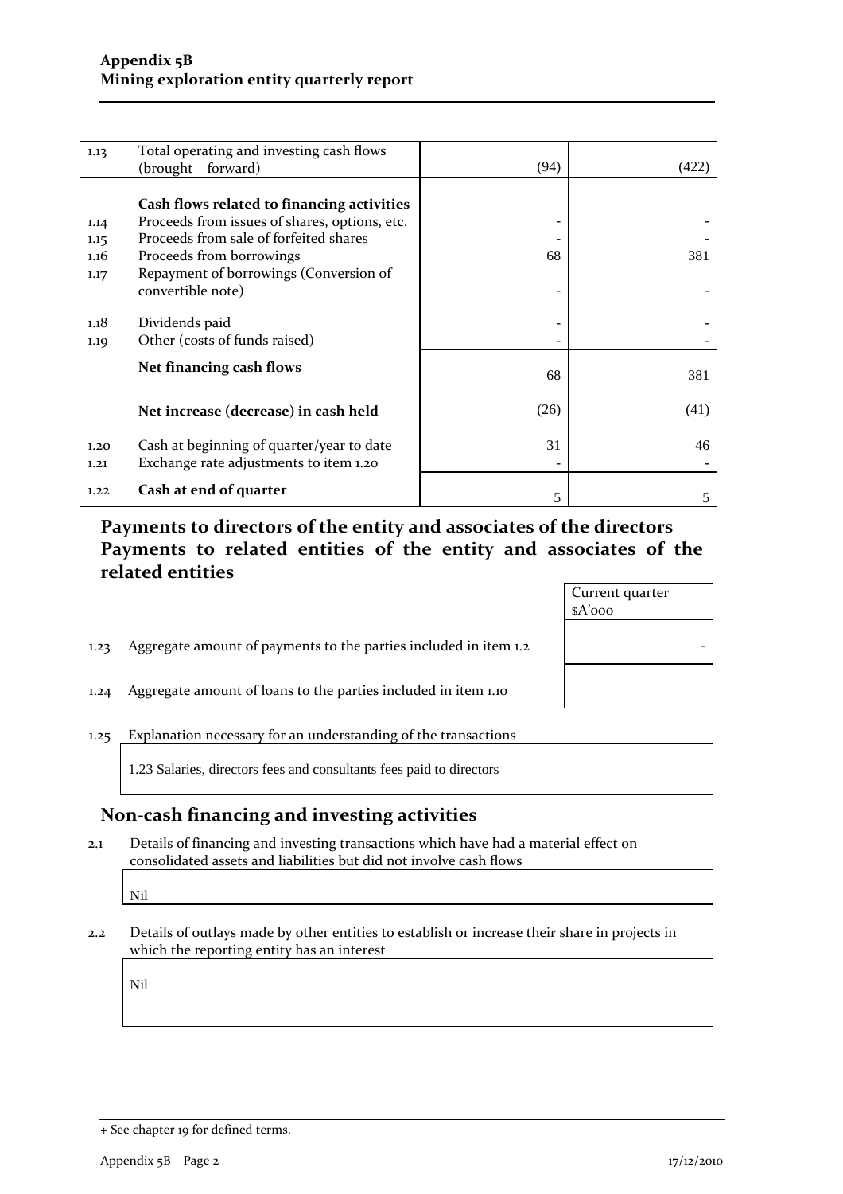| | | | |
|---|---|---|---|
| 1.13 | Total operating and investing cash flows (brought forward) | (94) | (422) |
| | **Cash flows related to financing activities** | | |
| 1.14 | Proceeds from issues of shares, options, etc. | - | - |
| 1.15 | Proceeds from sale of forfeited shares | - | - |
| 1.16 | Proceeds from borrowings | 68 | 381 |
| 1.17 | Repayment of borrowings (Conversion of convertible note) | - | - |
| 1.18 | Dividends paid | - | - |
| 1.19 | Other (costs of funds raised) | - | - |
| | **Net financing cash flows** | 68 | 381 |
| | **Net increase (decrease) in cash held** | (26) | (41) |
| 1.20 | Cash at beginning of quarter/year to date | 31 | 46 |
| 1.21 | Exchange rate adjustments to item 1.20 | - | - |
| 1.22 | **Cash at end of quarter** | 5 | 5 |

## Payments to directors of the entity and associates of the directors Payments to related entities of the entity and associates of the related entities

| | | Current quarter $A'000 |
|---|---|---|
| 1.23 | Aggregate amount of payments to the parties included in item 1.2 | - |
| 1.24 | Aggregate amount of loans to the parties included in item 1.10 | |

1.25 Explanation necessary for an understanding of the transactions

1.23 Salaries, directors fees and consultants fees paid to directors

## Non-cash financing and investing activities

2.1 Details of financing and investing transactions which have had a material effect on consolidated assets and liabilities but did not involve cash flows

Nil

2.2 Details of outlays made by other entities to establish or increase their share in projects in which the reporting entity has an interest

Nil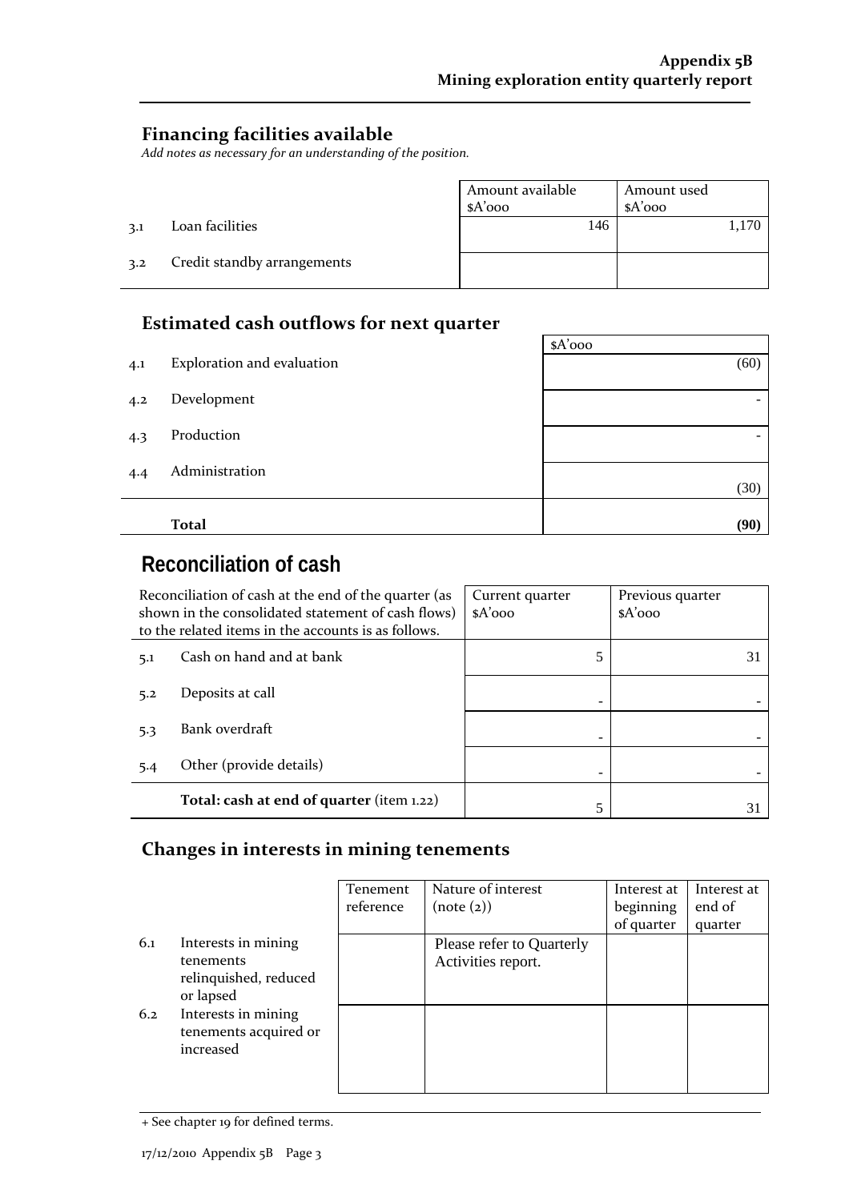## Financing facilities available

*Add notes as necessary for an understanding of the position.*

| | | Amount available \$A'000 | Amount used \$A'000 |
|---|---|---|---|
| 3.1 | Loan facilities | 146 | 1,170 |
| 3.2 | Credit standby arrangements | | |

## Estimated cash outflows for next quarter

| | | \$A'000 |
|---|---|---|
| 4.1 | Exploration and evaluation | (60) |
| 4.2 | Development | - |
| 4.3 | Production | - |
| 4.4 | Administration | (30) |
| | **Total** | **(90)** |

# Reconciliation of cash

| Reconciliation of cash at the end of the quarter (as shown in the consolidated statement of cash flows) to the related items in the accounts is as follows. | | Current quarter \$A'000 | Previous quarter \$A'000 |
|---|---|---|---|
| 5.1 | Cash on hand and at bank | 5 | 31 |
| 5.2 | Deposits at call | - | - |
| 5.3 | Bank overdraft | - | - |
| 5.4 | Other (provide details) | - | - |
| | **Total: cash at end of quarter** (item 1.22) | 5 | 31 |

## Changes in interests in mining tenements

| | | Tenement reference | Nature of interest (note (2)) | Interest at beginning of quarter | Interest at end of quarter |
|---|---|---|---|---|---|
| 6.1 | Interests in mining tenements relinquished, reduced or lapsed | | Please refer to Quarterly Activities report. | | |
| 6.2 | Interests in mining tenements acquired or increased | | | | |

+ See chapter 19 for defined terms.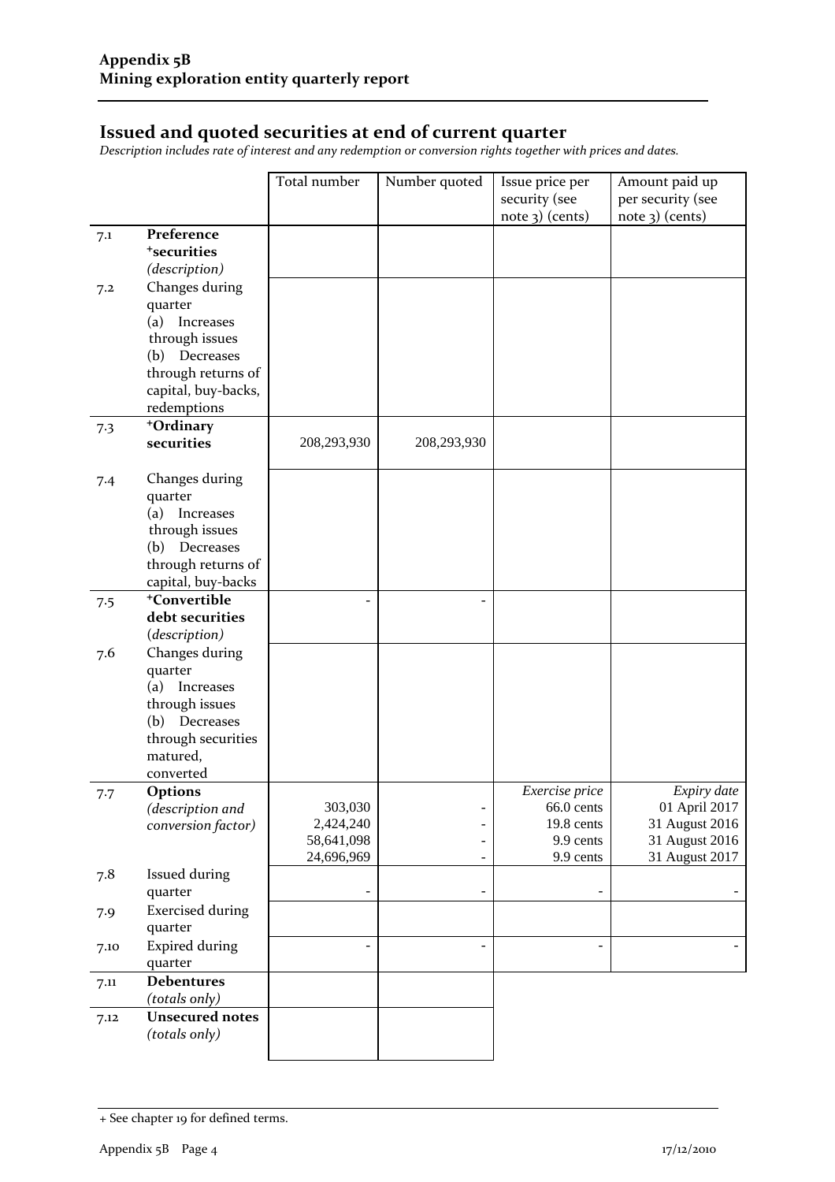## Issued and quoted securities at end of current quarter

*Description includes rate of interest and any redemption or conversion rights together with prices and dates.*

| | | Total number | Number quoted | Issue price per security (see note 3) (cents) | Amount paid up per security (see note 3) (cents) |
|---|---|---|---|---|---|
| 7.1 | **Preference +securities** *(description)* | | | | |
| 7.2 | Changes during quarter (a) Increases through issues (b) Decreases through returns of capital, buy-backs, redemptions | | | | |
| 7.3 | **+Ordinary securities** | 208,293,930 | 208,293,930 | | |
| 7.4 | Changes during quarter (a) Increases through issues (b) Decreases through returns of capital, buy-backs | | | | |
| 7.5 | **+Convertible debt securities** *(description)* | - | - | | |
| 7.6 | Changes during quarter (a) Increases through issues (b) Decreases through securities matured, converted | | | | |
| 7.7 | **Options** *(description and conversion factor)* | | | *Exercise price* | *Expiry date* |
| | | 303,030 | - | 66.0 cents | 01 April 2017 |
| | | 2,424,240 | - | 19.8 cents | 31 August 2016 |
| | | 58,641,098 | - | 9.9 cents | 31 August 2016 |
| | | 24,696,969 | - | 9.9 cents | 31 August 2017 |
| 7.8 | Issued during quarter | - | - | - | - |
| 7.9 | Exercised during quarter | | | | |
| 7.10 | Expired during quarter | - | - | - | - |
| 7.11 | **Debentures** *(totals only)* | | | | |
| 7.12 | **Unsecured notes** *(totals only)* | | | | |

+ See chapter 19 for defined terms.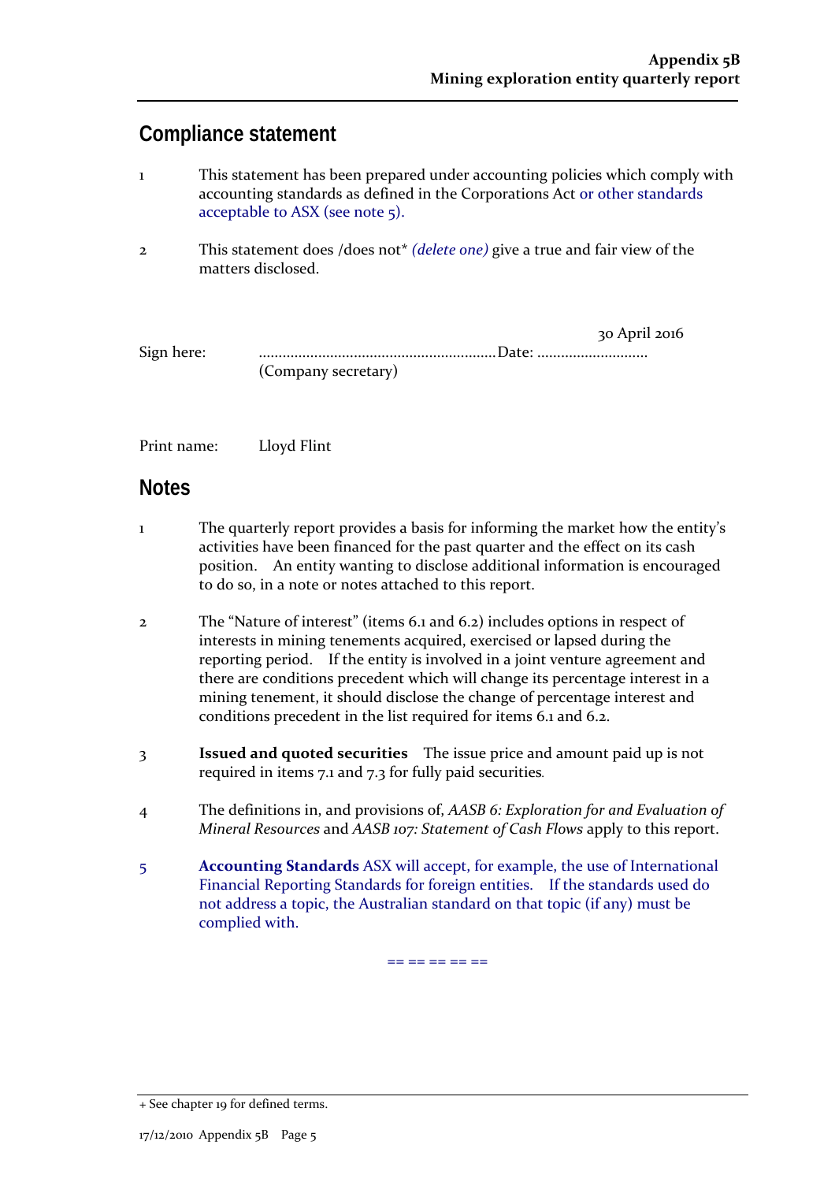## Compliance statement

1 This statement has been prepared under accounting policies which comply with accounting standards as defined in the Corporations Act or other standards acceptable to ASX (see note 5).

2 This statement does /does not* *(delete one)* give a true and fair view of the matters disclosed.

Sign here: ............................................................ Date: 30 April 2016
(Company secretary)

Print name: Lloyd Flint

## Notes

1 The quarterly report provides a basis for informing the market how the entity's activities have been financed for the past quarter and the effect on its cash position. An entity wanting to disclose additional information is encouraged to do so, in a note or notes attached to this report.

2 The "Nature of interest" (items 6.1 and 6.2) includes options in respect of interests in mining tenements acquired, exercised or lapsed during the reporting period. If the entity is involved in a joint venture agreement and there are conditions precedent which will change its percentage interest in a mining tenement, it should disclose the change of percentage interest and conditions precedent in the list required for items 6.1 and 6.2.

3 **Issued and quoted securities** The issue price and amount paid up is not required in items 7.1 and 7.3 for fully paid securities.

4 The definitions in, and provisions of, *AASB 6: Exploration for and Evaluation of Mineral Resources* and *AASB 107: Statement of Cash Flows* apply to this report.

5 **Accounting Standards** ASX will accept, for example, the use of International Financial Reporting Standards for foreign entities. If the standards used do not address a topic, the Australian standard on that topic (if any) must be complied with.

== == == == ==